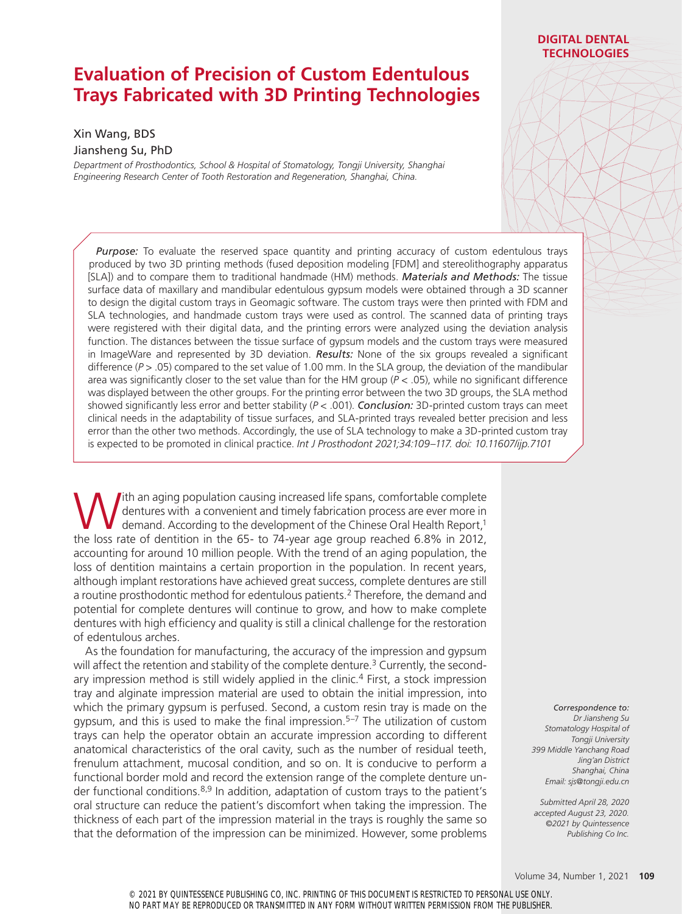# Evaluation of Precision of Custom Edentulous Trays Fabricated with 3D Printing Technologies

Xin Wang, BDS

Jiansheng Su, PhD

*Department of Prosthodontics, School & Hospital of Stomatology, Tongji University, Shanghai Engineering Research Center of Tooth Restoration and Regeneration, Shanghai, China.*

***Purpose:*** To evaluate the reserved space quantity and printing accuracy of custom edentulous trays produced by two 3D printing methods (fused deposition modeling [FDM] and stereolithography apparatus [SLA]) and to compare them to traditional handmade (HM) methods. ***Materials and Methods:*** The tissue surface data of maxillary and mandibular edentulous gypsum models were obtained through a 3D scanner to design the digital custom trays in Geomagic software. The custom trays were then printed with FDM and SLA technologies, and handmade custom trays were used as control. The scanned data of printing trays were registered with their digital data, and the printing errors were analyzed using the deviation analysis function. The distances between the tissue surface of gypsum models and the custom trays were measured in ImageWare and represented by 3D deviation. ***Results:*** None of the six groups revealed a significant difference ($P > .05$) compared to the set value of 1.00 mm. In the SLA group, the deviation of the mandibular area was significantly closer to the set value than for the HM group ($P < .05$), while no significant difference was displayed between the other groups. For the printing error between the two 3D groups, the SLA method showed significantly less error and better stability ($P < .001$). ***Conclusion:*** 3D-printed custom trays can meet clinical needs in the adaptability of tissue surfaces, and SLA-printed trays revealed better precision and less error than the other two methods. Accordingly, the use of SLA technology to make a 3D-printed custom tray is expected to be promoted in clinical practice. *Int J Prosthodont 2021;34:109–117. doi: 10.11607/ijp.7101*

With an aging population causing increased life spans, comfortable complete dentures with a convenient and timely fabrication process are ever more in demand. According to the development of the Chinese Oral Health Report,[1] the loss rate of dentition in the 65- to 74-year age group reached 6.8% in 2012, accounting for around 10 million people. With the trend of an aging population, the loss of dentition maintains a certain proportion in the population. In recent years, although implant restorations have achieved great success, complete dentures are still a routine prosthodontic method for edentulous patients.[2] Therefore, the demand and potential for complete dentures will continue to grow, and how to make complete dentures with high efficiency and quality is still a clinical challenge for the restoration of edentulous arches.

As the foundation for manufacturing, the accuracy of the impression and gypsum will affect the retention and stability of the complete denture.[3] Currently, the secondary impression method is still widely applied in the clinic.[4] First, a stock impression tray and alginate impression material are used to obtain the initial impression, into which the primary gypsum is perfused. Second, a custom resin tray is made on the gypsum, and this is used to make the final impression.[5–7] The utilization of custom trays can help the operator obtain an accurate impression according to different anatomical characteristics of the oral cavity, such as the number of residual teeth, frenulum attachment, mucosal condition, and so on. It is conducive to perform a functional border mold and record the extension range of the complete denture under functional conditions.[8,9] In addition, adaptation of custom trays to the patient's oral structure can reduce the patient's discomfort when taking the impression. The thickness of each part of the impression material in the trays is roughly the same so that the deformation of the impression can be minimized. However, some problems

*Correspondence to:*
*Dr Jiansheng Su*
*Stomatology Hospital of Tongji University*
*399 Middle Yanchang Road*
*Jing'an District*
*Shanghai, China*
*Email: sjs@tongji.edu.cn*

*Submitted April 28, 2020*
*accepted August 23, 2020.*
*©2021 by Quintessence Publishing Co Inc.*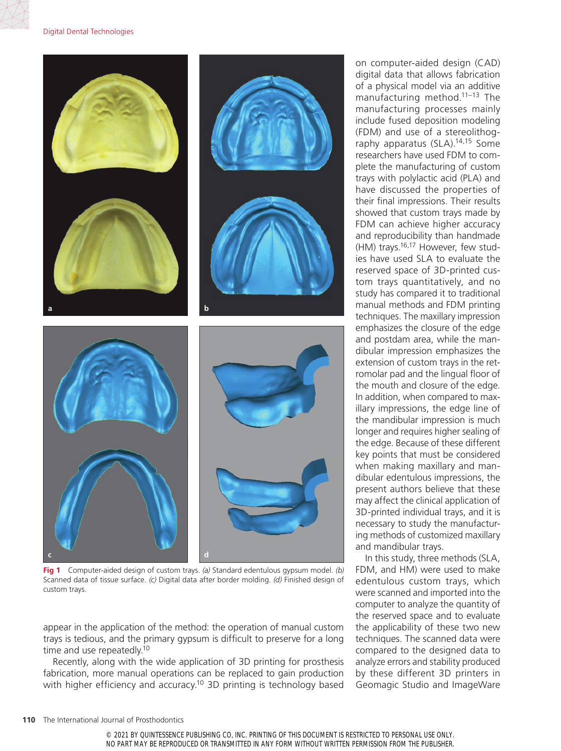Fig 1 Computer-aided design of custom trays. *(a)* Standard edentulous gypsum model. *(b)* Scanned data of tissue surface. *(c)* Digital data after border molding. *(d)* Finished design of custom trays.

appear in the application of the method: the operation of manual custom trays is tedious, and the primary gypsum is difficult to preserve for a long time and use repeatedly.[10]

Recently, along with the wide application of 3D printing for prosthesis fabrication, more manual operations can be replaced to gain production with higher efficiency and accuracy.[10] 3D printing is technology based on computer-aided design (CAD) digital data that allows fabrication of a physical model via an additive manufacturing method.[11–13] The manufacturing processes mainly include fused deposition modeling (FDM) and use of a stereolithography apparatus (SLA).[14,15] Some researchers have used FDM to complete the manufacturing of custom trays with polylactic acid (PLA) and have discussed the properties of their final impressions. Their results showed that custom trays made by FDM can achieve higher accuracy and reproducibility than handmade (HM) trays.[16,17] However, few studies have used SLA to evaluate the reserved space of 3D-printed custom trays quantitatively, and no study has compared it to traditional manual methods and FDM printing techniques. The maxillary impression emphasizes the closure of the edge and postdam area, while the mandibular impression emphasizes the extension of custom trays in the retromolar pad and the lingual floor of the mouth and closure of the edge. In addition, when compared to maxillary impressions, the edge line of the mandibular impression is much longer and requires higher sealing of the edge. Because of these different key points that must be considered when making maxillary and mandibular edentulous impressions, the present authors believe that these may affect the clinical application of 3D-printed individual trays, and it is necessary to study the manufacturing methods of customized maxillary and mandibular trays.

In this study, three methods (SLA, FDM, and HM) were used to make edentulous custom trays, which were scanned and imported into the computer to analyze the quantity of the reserved space and to evaluate the applicability of these two new techniques. The scanned data were compared to the designed data to analyze errors and stability produced by these different 3D printers in Geomagic Studio and ImageWare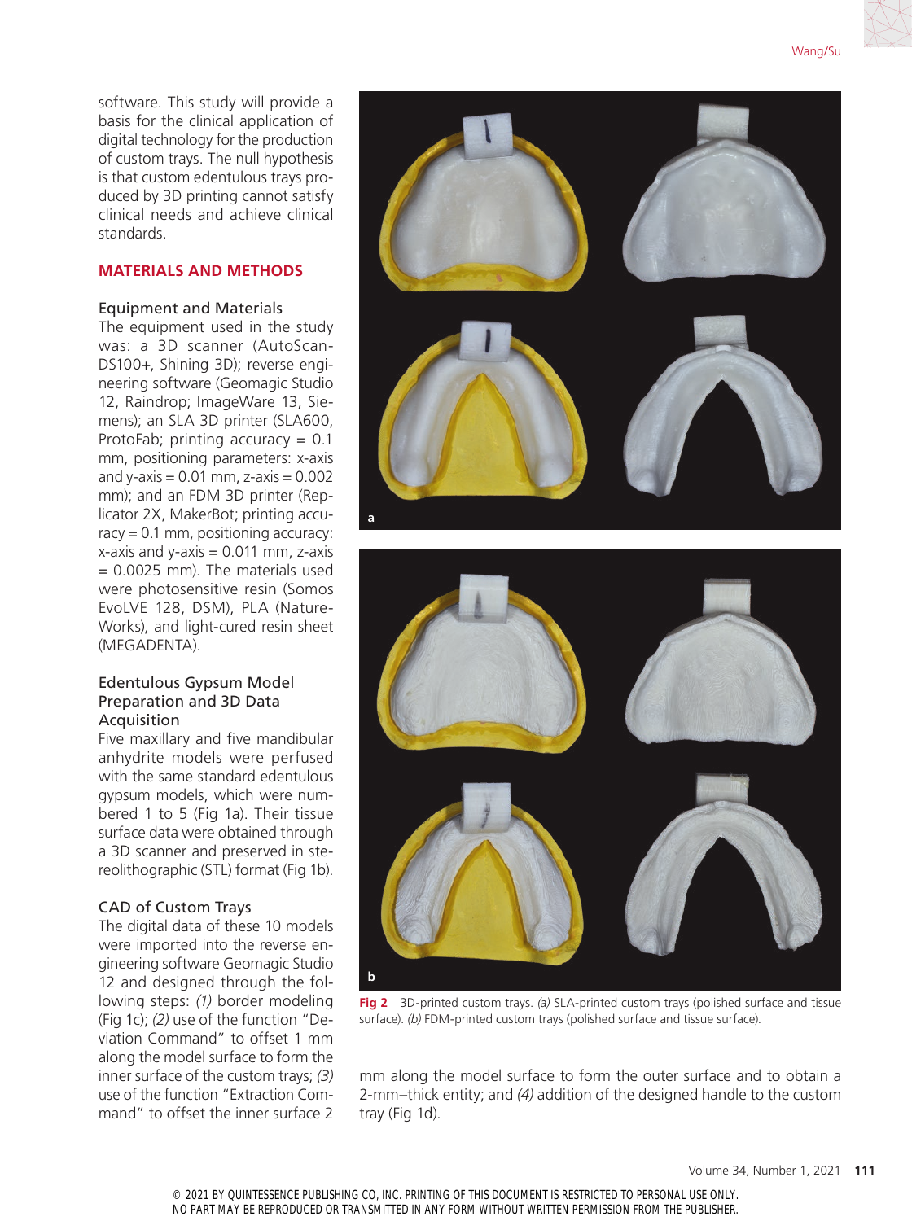software. This study will provide a basis for the clinical application of digital technology for the production of custom trays. The null hypothesis is that custom edentulous trays produced by 3D printing cannot satisfy clinical needs and achieve clinical standards.

## MATERIALS AND METHODS

### Equipment and Materials

The equipment used in the study was: a 3D scanner (AutoScan-DS100+, Shining 3D); reverse engineering software (Geomagic Studio 12, Raindrop; ImageWare 13, Siemens); an SLA 3D printer (SLA600, ProtoFab; printing accuracy = 0.1 mm, positioning parameters: x-axis and y-axis = 0.01 mm, z-axis = 0.002 mm); and an FDM 3D printer (Replicator 2X, MakerBot; printing accuracy = 0.1 mm, positioning accuracy: x-axis and y-axis = 0.011 mm, z-axis = 0.0025 mm). The materials used were photosensitive resin (Somos EvoLVE 128, DSM), PLA (NatureWorks), and light-cured resin sheet (MEGADENTA).

### Edentulous Gypsum Model Preparation and 3D Data Acquisition

Five maxillary and five mandibular anhydrite models were perfused with the same standard edentulous gypsum models, which were numbered 1 to 5 (Fig 1a). Their tissue surface data were obtained through a 3D scanner and preserved in stereolithographic (STL) format (Fig 1b).

### CAD of Custom Trays

The digital data of these 10 models were imported into the reverse engineering software Geomagic Studio 12 and designed through the following steps: *(1)* border modeling (Fig 1c); *(2)* use of the function "Deviation Command" to offset 1 mm along the model surface to form the inner surface of the custom trays; *(3)* use of the function "Extraction Command" to offset the inner surface 2 mm along the model surface to form the outer surface and to obtain a 2-mm–thick entity; and *(4)* addition of the designed handle to the custom tray (Fig 1d).

**Fig 2** 3D-printed custom trays. *(a)* SLA-printed custom trays (polished surface and tissue surface). *(b)* FDM-printed custom trays (polished surface and tissue surface).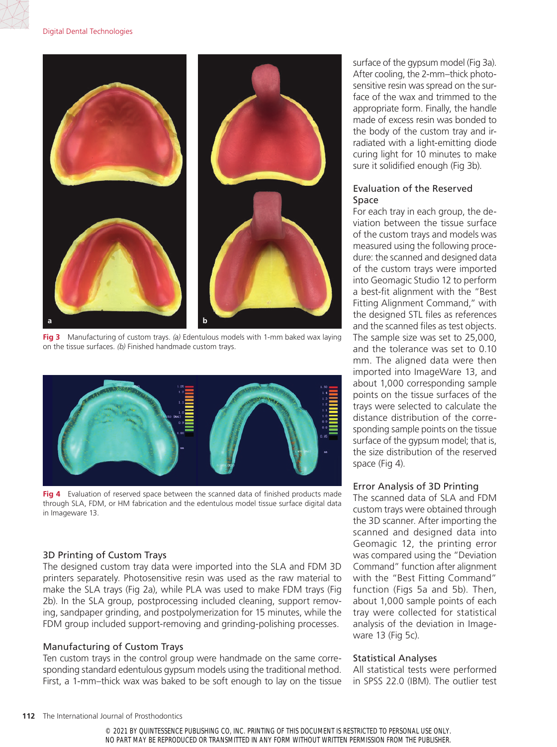Fig 3 Manufacturing of custom trays. *(a)* Edentulous models with 1-mm baked wax laying on the tissue surfaces. *(b)* Finished handmade custom trays.

Fig 4 Evaluation of reserved space between the scanned data of finished products made through SLA, FDM, or HM fabrication and the edentulous model tissue surface digital data in Imageware 13.

### 3D Printing of Custom Trays

The designed custom tray data were imported into the SLA and FDM 3D printers separately. Photosensitive resin was used as the raw material to make the SLA trays (Fig 2a), while PLA was used to make FDM trays (Fig 2b). In the SLA group, postprocessing included cleaning, support removing, sandpaper grinding, and postpolymerization for 15 minutes, while the FDM group included support-removing and grinding-polishing processes.

### Manufacturing of Custom Trays

Ten custom trays in the control group were handmade on the same corresponding standard edentulous gypsum models using the traditional method. First, a 1-mm–thick wax was baked to be soft enough to lay on the tissue surface of the gypsum model (Fig 3a). After cooling, the 2-mm–thick photosensitive resin was spread on the surface of the wax and trimmed to the appropriate form. Finally, the handle made of excess resin was bonded to the body of the custom tray and irradiated with a light-emitting diode curing light for 10 minutes to make sure it solidified enough (Fig 3b).

### Evaluation of the Reserved Space

For each tray in each group, the deviation between the tissue surface of the custom trays and models was measured using the following procedure: the scanned and designed data of the custom trays were imported into Geomagic Studio 12 to perform a best-fit alignment with the "Best Fitting Alignment Command," with the designed STL files as references and the scanned files as test objects. The sample size was set to 25,000, and the tolerance was set to 0.10 mm. The aligned data were then imported into ImageWare 13, and about 1,000 corresponding sample points on the tissue surfaces of the trays were selected to calculate the distance distribution of the corresponding sample points on the tissue surface of the gypsum model; that is, the size distribution of the reserved space (Fig 4).

### Error Analysis of 3D Printing

The scanned data of SLA and FDM custom trays were obtained through the 3D scanner. After importing the scanned and designed data into Geomagic 12, the printing error was compared using the "Deviation Command" function after alignment with the "Best Fitting Command" function (Figs 5a and 5b). Then, about 1,000 sample points of each tray were collected for statistical analysis of the deviation in Imageware 13 (Fig 5c).

### Statistical Analyses

All statistical tests were performed in SPSS 22.0 (IBM). The outlier test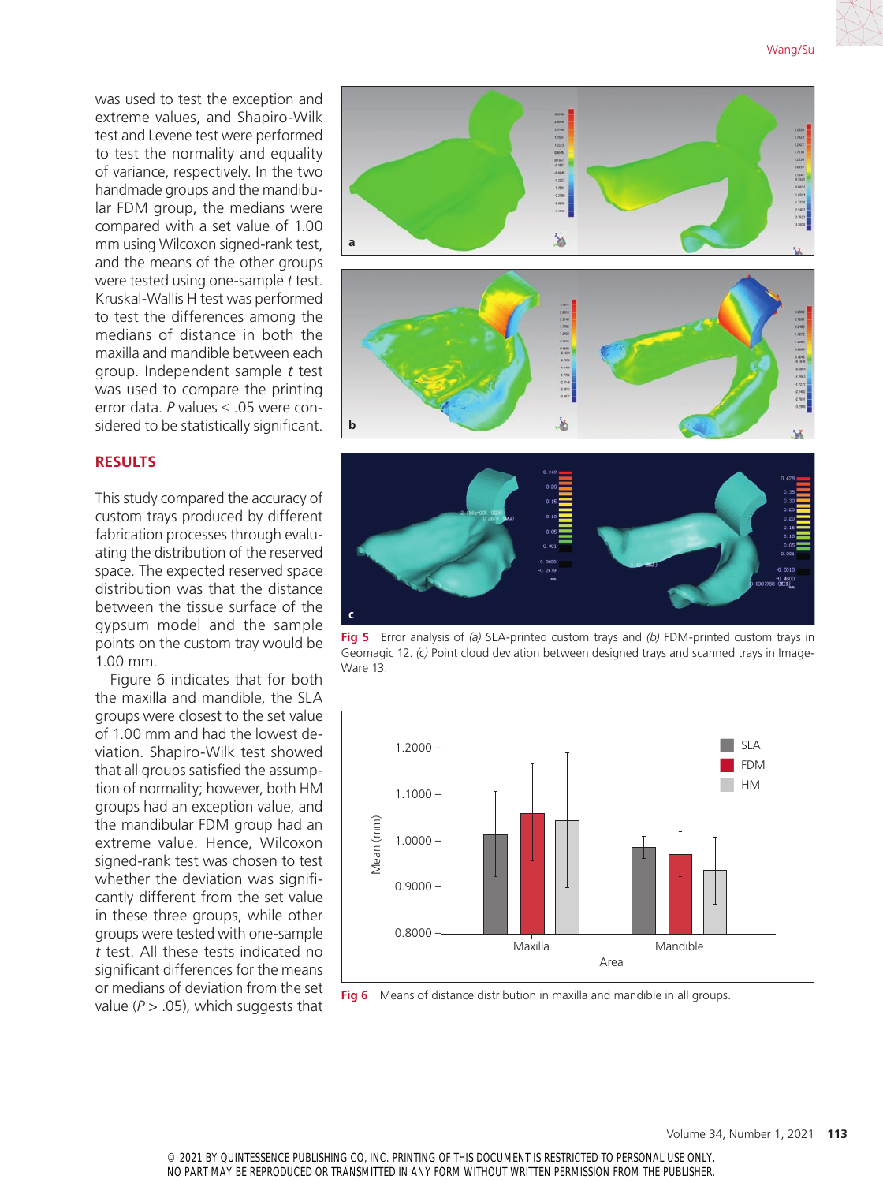was used to test the exception and extreme values, and Shapiro-Wilk test and Levene test were performed to test the normality and equality of variance, respectively. In the two handmade groups and the mandibular FDM group, the medians were compared with a set value of 1.00 mm using Wilcoxon signed-rank test, and the means of the other groups were tested using one-sample *t* test. Kruskal-Wallis H test was performed to test the differences among the medians of distance in both the maxilla and mandible between each group. Independent sample *t* test was used to compare the printing error data. *P* values ≤ .05 were considered to be statistically significant.

## RESULTS

This study compared the accuracy of custom trays produced by different fabrication processes through evaluating the distribution of the reserved space. The expected reserved space distribution was that the distance between the tissue surface of the gypsum model and the sample points on the custom tray would be 1.00 mm.

Figure 6 indicates that for both the maxilla and mandible, the SLA groups were closest to the set value of 1.00 mm and had the lowest deviation. Shapiro-Wilk test showed that all groups satisfied the assumption of normality; however, both HM groups had an exception value, and the mandibular FDM group had an extreme value. Hence, Wilcoxon signed-rank test was chosen to test whether the deviation was significantly different from the set value in these three groups, while other groups were tested with one-sample *t* test. All these tests indicated no significant differences for the means or medians of deviation from the set value (*P* > .05), which suggests that

**Fig 5** Error analysis of *(a)* SLA-printed custom trays and *(b)* FDM-printed custom trays in Geomagic 12. *(c)* Point cloud deviation between designed trays and scanned trays in ImageWare 13.

**Fig 6** Means of distance distribution in maxilla and mandible in all groups.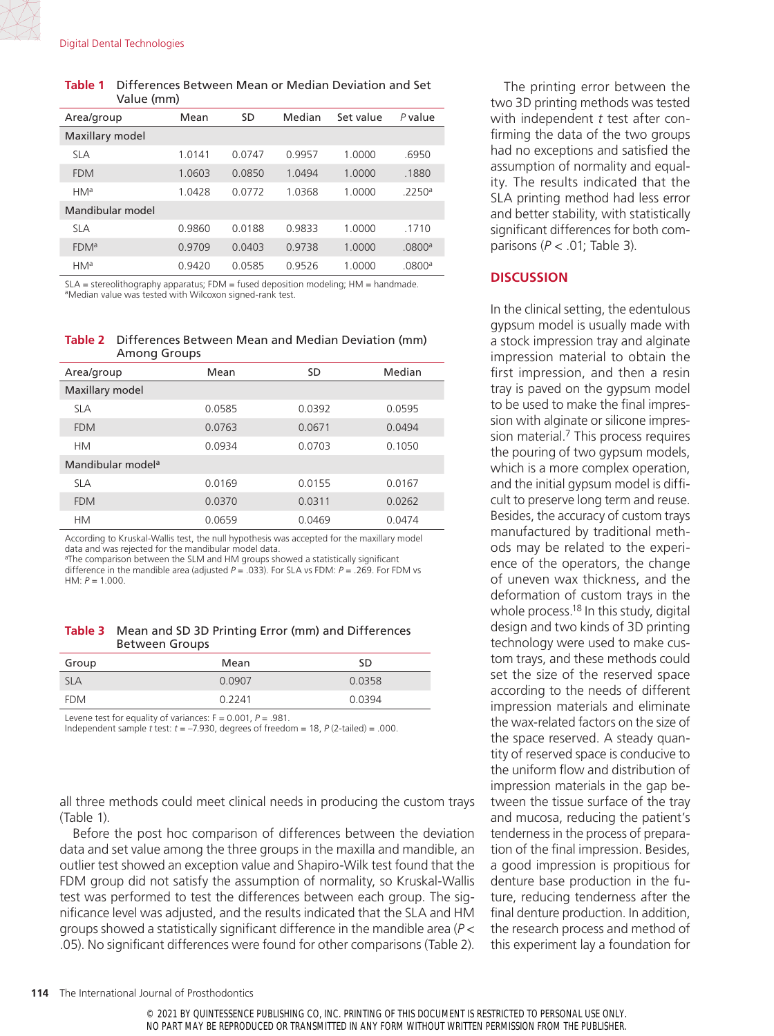**Table 1** Differences Between Mean or Median Deviation and Set Value (mm)

| Area/group | Mean | SD | Median | Set value | *P* value |
|---|---|---|---|---|---|
| Maxillary model | | | | | |
| SLA | 1.0141 | 0.0747 | 0.9957 | 1.0000 | .6950 |
| FDM | 1.0603 | 0.0850 | 1.0494 | 1.0000 | .1880 |
| HM[a] | 1.0428 | 0.0772 | 1.0368 | 1.0000 | .2250[a] |
| Mandibular model | | | | | |
| SLA | 0.9860 | 0.0188 | 0.9833 | 1.0000 | .1710 |
| FDM[a] | 0.9709 | 0.0403 | 0.9738 | 1.0000 | .0800[a] |
| HM[a] | 0.9420 | 0.0585 | 0.9526 | 1.0000 | .0800[a] |

SLA = stereolithography apparatus; FDM = fused deposition modeling; HM = handmade.
[a]Median value was tested with Wilcoxon signed-rank test.

**Table 2** Differences Between Mean and Median Deviation (mm) Among Groups

| Area/group | Mean | SD | Median |
|---|---|---|---|
| Maxillary model | | | |
| SLA | 0.0585 | 0.0392 | 0.0595 |
| FDM | 0.0763 | 0.0671 | 0.0494 |
| HM | 0.0934 | 0.0703 | 0.1050 |
| Mandibular model[a] | | | |
| SLA | 0.0169 | 0.0155 | 0.0167 |
| FDM | 0.0370 | 0.0311 | 0.0262 |
| HM | 0.0659 | 0.0469 | 0.0474 |

According to Kruskal-Wallis test, the null hypothesis was accepted for the maxillary model data and was rejected for the mandibular model data.
[a]The comparison between the SLM and HM groups showed a statistically significant difference in the mandible area (adjusted $P = .033$). For SLA vs FDM: $P = .269$. For FDM vs HM: $P = 1.000$.

**Table 3** Mean and SD 3D Printing Error (mm) and Differences Between Groups

| Group | Mean | SD |
|---|---|---|
| SLA | 0.0907 | 0.0358 |
| FDM | 0.2241 | 0.0394 |

Levene test for equality of variances: F = 0.001, $P = .981$.
Independent sample *t* test: $t = -7.930$, degrees of freedom = 18, *P* (2-tailed) = .000.

all three methods could meet clinical needs in producing the custom trays (Table 1).

Before the post hoc comparison of differences between the deviation data and set value among the three groups in the maxilla and mandible, an outlier test showed an exception value and Shapiro-Wilk test found that the FDM group did not satisfy the assumption of normality, so Kruskal-Wallis test was performed to test the differences between each group. The significance level was adjusted, and the results indicated that the SLA and HM groups showed a statistically significant difference in the mandible area ($P < .05$). No significant differences were found for other comparisons (Table 2).

The printing error between the two 3D printing methods was tested with independent *t* test after confirming the data of the two groups had no exceptions and satisfied the assumption of normality and equality. The results indicated that the SLA printing method had less error and better stability, with statistically significant differences for both comparisons ($P < .01$; Table 3).

## DISCUSSION

In the clinical setting, the edentulous gypsum model is usually made with a stock impression tray and alginate impression material to obtain the first impression, and then a resin tray is paved on the gypsum model to be used to make the final impression with alginate or silicone impression material.[7] This process requires the pouring of two gypsum models, which is a more complex operation, and the initial gypsum model is difficult to preserve long term and reuse. Besides, the accuracy of custom trays manufactured by traditional methods may be related to the experience of the operators, the change of uneven wax thickness, and the deformation of custom trays in the whole process.[18] In this study, digital design and two kinds of 3D printing technology were used to make custom trays, and these methods could set the size of the reserved space according to the needs of different impression materials and eliminate the wax-related factors on the size of the space reserved. A steady quantity of reserved space is conducive to the uniform flow and distribution of impression materials in the gap between the tissue surface of the tray and mucosa, reducing the patient's tenderness in the process of preparation of the final impression. Besides, a good impression is propitious for denture base production in the future, reducing tenderness after the final denture production. In addition, the research process and method of this experiment lay a foundation for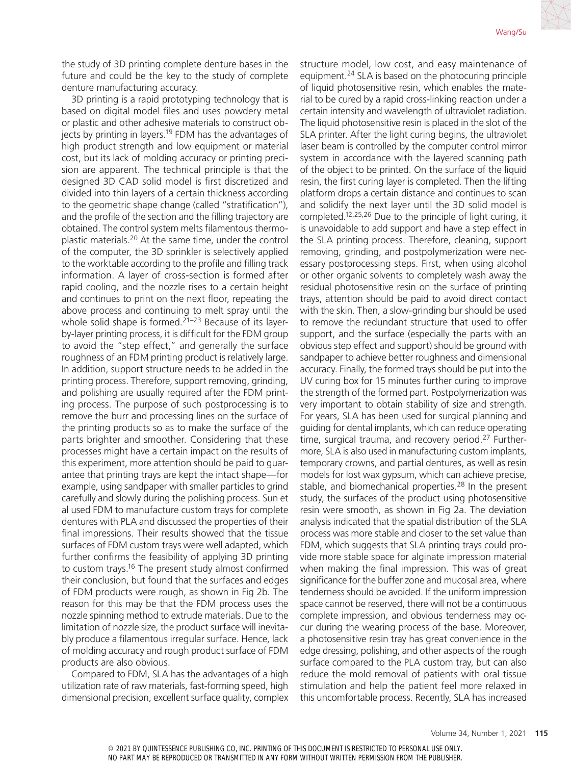the study of 3D printing complete denture bases in the future and could be the key to the study of complete denture manufacturing accuracy.

3D printing is a rapid prototyping technology that is based on digital model files and uses powdery metal or plastic and other adhesive materials to construct objects by printing in layers.[19] FDM has the advantages of high product strength and low equipment or material cost, but its lack of molding accuracy or printing precision are apparent. The technical principle is that the designed 3D CAD solid model is first discretized and divided into thin layers of a certain thickness according to the geometric shape change (called "stratification"), and the profile of the section and the filling trajectory are obtained. The control system melts filamentous thermoplastic materials.[20] At the same time, under the control of the computer, the 3D sprinkler is selectively applied to the worktable according to the profile and filling track information. A layer of cross-section is formed after rapid cooling, and the nozzle rises to a certain height and continues to print on the next floor, repeating the above process and continuing to melt spray until the whole solid shape is formed.[21–23] Because of its layer-by-layer printing process, it is difficult for the FDM group to avoid the "step effect," and generally the surface roughness of an FDM printing product is relatively large. In addition, support structure needs to be added in the printing process. Therefore, support removing, grinding, and polishing are usually required after the FDM printing process. The purpose of such postprocessing is to remove the burr and processing lines on the surface of the printing products so as to make the surface of the parts brighter and smoother. Considering that these processes might have a certain impact on the results of this experiment, more attention should be paid to guarantee that printing trays are kept the intact shape—for example, using sandpaper with smaller particles to grind carefully and slowly during the polishing process. Sun et al used FDM to manufacture custom trays for complete dentures with PLA and discussed the properties of their final impressions. Their results showed that the tissue surfaces of FDM custom trays were well adapted, which further confirms the feasibility of applying 3D printing to custom trays.[16] The present study almost confirmed their conclusion, but found that the surfaces and edges of FDM products were rough, as shown in Fig 2b. The reason for this may be that the FDM process uses the nozzle spinning method to extrude materials. Due to the limitation of nozzle size, the product surface will inevitably produce a filamentous irregular surface. Hence, lack of molding accuracy and rough product surface of FDM products are also obvious.

Compared to FDM, SLA has the advantages of a high utilization rate of raw materials, fast-forming speed, high dimensional precision, excellent surface quality, complex structure model, low cost, and easy maintenance of equipment.[24] SLA is based on the photocuring principle of liquid photosensitive resin, which enables the material to be cured by a rapid cross-linking reaction under a certain intensity and wavelength of ultraviolet radiation. The liquid photosensitive resin is placed in the slot of the SLA printer. After the light curing begins, the ultraviolet laser beam is controlled by the computer control mirror system in accordance with the layered scanning path of the object to be printed. On the surface of the liquid resin, the first curing layer is completed. Then the lifting platform drops a certain distance and continues to scan and solidify the next layer until the 3D solid model is completed.[12,25,26] Due to the principle of light curing, it is unavoidable to add support and have a step effect in the SLA printing process. Therefore, cleaning, support removing, grinding, and postpolymerization were necessary postprocessing steps. First, when using alcohol or other organic solvents to completely wash away the residual photosensitive resin on the surface of printing trays, attention should be paid to avoid direct contact with the skin. Then, a slow-grinding bur should be used to remove the redundant structure that used to offer support, and the surface (especially the parts with an obvious step effect and support) should be ground with sandpaper to achieve better roughness and dimensional accuracy. Finally, the formed trays should be put into the UV curing box for 15 minutes further curing to improve the strength of the formed part. Postpolymerization was very important to obtain stability of size and strength. For years, SLA has been used for surgical planning and guiding for dental implants, which can reduce operating time, surgical trauma, and recovery period.[27] Furthermore, SLA is also used in manufacturing custom implants, temporary crowns, and partial dentures, as well as resin models for lost wax gypsum, which can achieve precise, stable, and biomechanical properties.[28] In the present study, the surfaces of the product using photosensitive resin were smooth, as shown in Fig 2a. The deviation analysis indicated that the spatial distribution of the SLA process was more stable and closer to the set value than FDM, which suggests that SLA printing trays could provide more stable space for alginate impression material when making the final impression. This was of great significance for the buffer zone and mucosal area, where tenderness should be avoided. If the uniform impression space cannot be reserved, there will not be a continuous complete impression, and obvious tenderness may occur during the wearing process of the base. Moreover, a photosensitive resin tray has great convenience in the edge dressing, polishing, and other aspects of the rough surface compared to the PLA custom tray, but can also reduce the mold removal of patients with oral tissue stimulation and help the patient feel more relaxed in this uncomfortable process. Recently, SLA has increased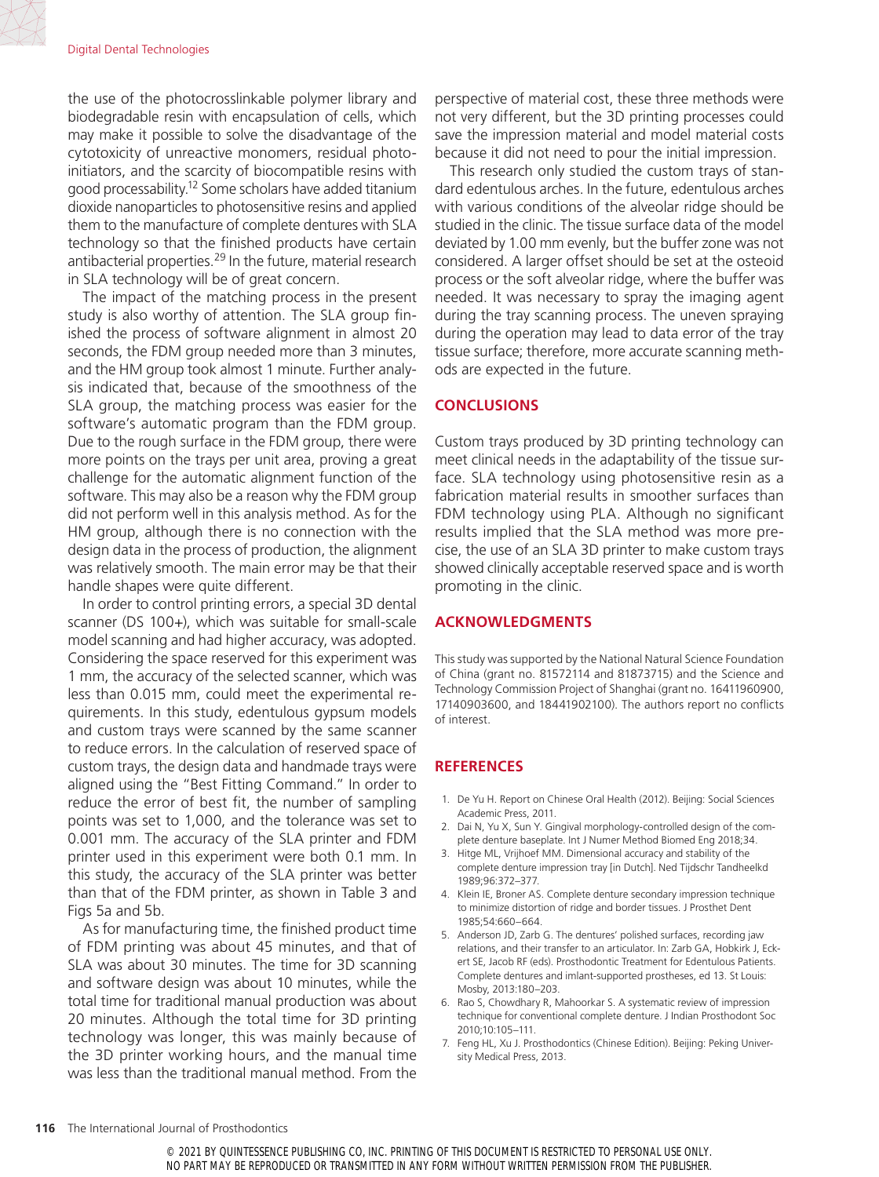the use of the photocrosslinkable polymer library and biodegradable resin with encapsulation of cells, which may make it possible to solve the disadvantage of the cytotoxicity of unreactive monomers, residual photoinitiators, and the scarcity of biocompatible resins with good processability.[12] Some scholars have added titanium dioxide nanoparticles to photosensitive resins and applied them to the manufacture of complete dentures with SLA technology so that the finished products have certain antibacterial properties.[29] In the future, material research in SLA technology will be of great concern.

The impact of the matching process in the present study is also worthy of attention. The SLA group finished the process of software alignment in almost 20 seconds, the FDM group needed more than 3 minutes, and the HM group took almost 1 minute. Further analysis indicated that, because of the smoothness of the SLA group, the matching process was easier for the software's automatic program than the FDM group. Due to the rough surface in the FDM group, there were more points on the trays per unit area, proving a great challenge for the automatic alignment function of the software. This may also be a reason why the FDM group did not perform well in this analysis method. As for the HM group, although there is no connection with the design data in the process of production, the alignment was relatively smooth. The main error may be that their handle shapes were quite different.

In order to control printing errors, a special 3D dental scanner (DS 100+), which was suitable for small-scale model scanning and had higher accuracy, was adopted. Considering the space reserved for this experiment was 1 mm, the accuracy of the selected scanner, which was less than 0.015 mm, could meet the experimental requirements. In this study, edentulous gypsum models and custom trays were scanned by the same scanner to reduce errors. In the calculation of reserved space of custom trays, the design data and handmade trays were aligned using the "Best Fitting Command." In order to reduce the error of best fit, the number of sampling points was set to 1,000, and the tolerance was set to 0.001 mm. The accuracy of the SLA printer and FDM printer used in this experiment were both 0.1 mm. In this study, the accuracy of the SLA printer was better than that of the FDM printer, as shown in Table 3 and Figs 5a and 5b.

As for manufacturing time, the finished product time of FDM printing was about 45 minutes, and that of SLA was about 30 minutes. The time for 3D scanning and software design was about 10 minutes, while the total time for traditional manual production was about 20 minutes. Although the total time for 3D printing technology was longer, this was mainly because of the 3D printer working hours, and the manual time was less than the traditional manual method. From the perspective of material cost, these three methods were not very different, but the 3D printing processes could save the impression material and model material costs because it did not need to pour the initial impression.

This research only studied the custom trays of standard edentulous arches. In the future, edentulous arches with various conditions of the alveolar ridge should be studied in the clinic. The tissue surface data of the model deviated by 1.00 mm evenly, but the buffer zone was not considered. A larger offset should be set at the osteoid process or the soft alveolar ridge, where the buffer was needed. It was necessary to spray the imaging agent during the tray scanning process. The uneven spraying during the operation may lead to data error of the tray tissue surface; therefore, more accurate scanning methods are expected in the future.

## CONCLUSIONS

Custom trays produced by 3D printing technology can meet clinical needs in the adaptability of the tissue surface. SLA technology using photosensitive resin as a fabrication material results in smoother surfaces than FDM technology using PLA. Although no significant results implied that the SLA method was more precise, the use of an SLA 3D printer to make custom trays showed clinically acceptable reserved space and is worth promoting in the clinic.

## ACKNOWLEDGMENTS

This study was supported by the National Natural Science Foundation of China (grant no. 81572114 and 81873715) and the Science and Technology Commission Project of Shanghai (grant no. 16411960900, 17140903600, and 18441902100). The authors report no conflicts of interest.

## REFERENCES

1. De Yu H. Report on Chinese Oral Health (2012). Beijing: Social Sciences Academic Press, 2011.
2. Dai N, Yu X, Sun Y. Gingival morphology-controlled design of the complete denture baseplate. Int J Numer Method Biomed Eng 2018;34.
3. Hitge ML, Vrijhoef MM. Dimensional accuracy and stability of the complete denture impression tray [in Dutch]. Ned Tijdschr Tandheelkd 1989;96:372–377.
4. Klein IE, Broner AS. Complete denture secondary impression technique to minimize distortion of ridge and border tissues. J Prosthet Dent 1985;54:660–664.
5. Anderson JD, Zarb G. The dentures' polished surfaces, recording jaw relations, and their transfer to an articulator. In: Zarb GA, Hobkirk J, Eckert SE, Jacob RF (eds). Prosthodontic Treatment for Edentulous Patients. Complete dentures and imlant-supported prostheses, ed 13. St Louis: Mosby, 2013:180–203.
6. Rao S, Chowdhary R, Mahoorkar S. A systematic review of impression technique for conventional complete denture. J Indian Prosthodont Soc 2010;10:105–111.
7. Feng HL, Xu J. Prosthodontics (Chinese Edition). Beijing: Peking University Medical Press, 2013.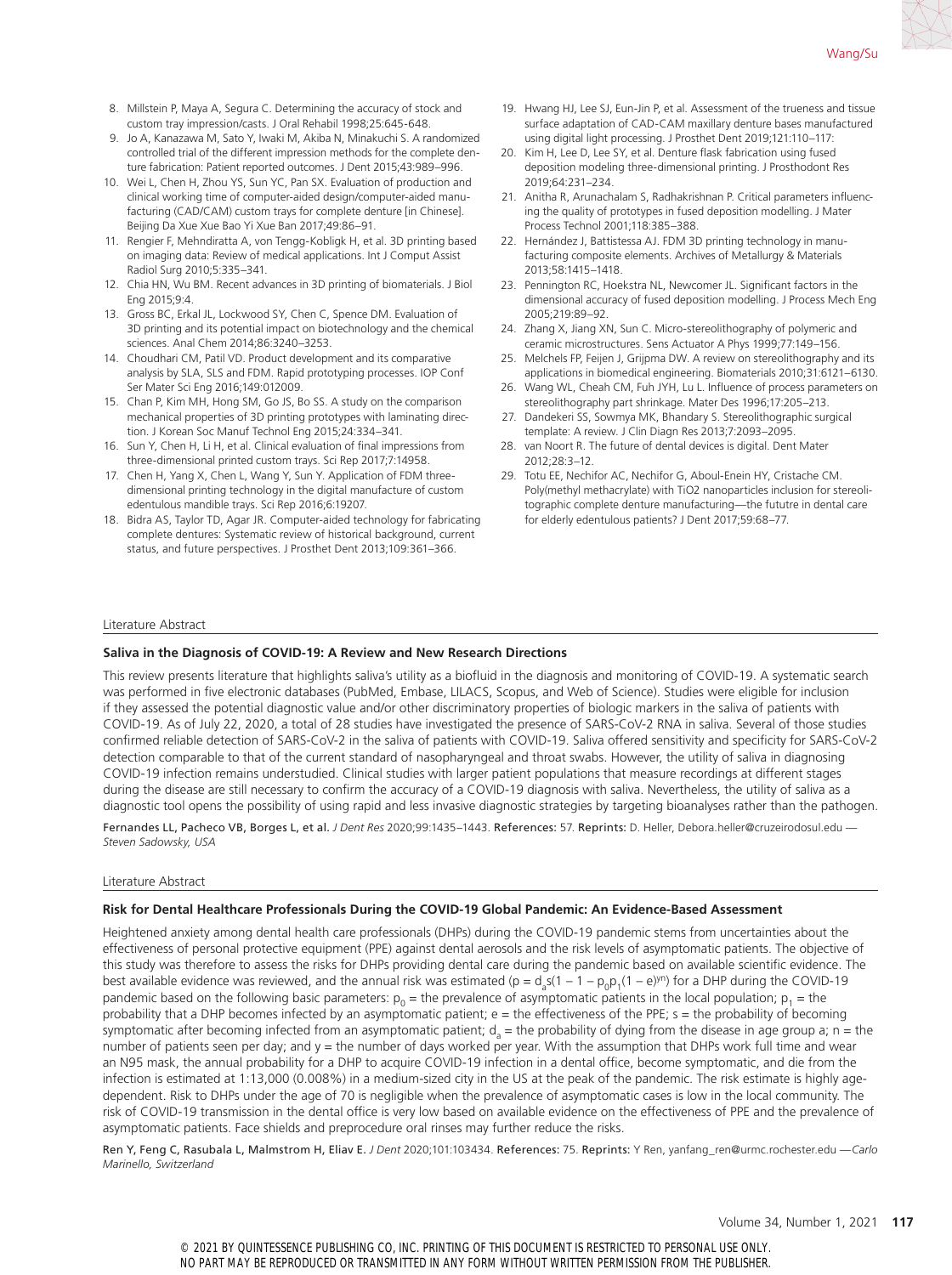8. Millstein P, Maya A, Segura C. Determining the accuracy of stock and custom tray impression/casts. J Oral Rehabil 1998;25:645-648.
9. Jo A, Kanazawa M, Sato Y, Iwaki M, Akiba N, Minakuchi S. A randomized controlled trial of the different impression methods for the complete denture fabrication: Patient reported outcomes. J Dent 2015;43:989–996.
10. Wei L, Chen H, Zhou YS, Sun YC, Pan SX. Evaluation of production and clinical working time of computer-aided design/computer-aided manufacturing (CAD/CAM) custom trays for complete denture [in Chinese]. Beijing Da Xue Xue Bao Yi Xue Ban 2017;49:86–91.
11. Rengier F, Mehndiratta A, von Tengg-Kobligk H, et al. 3D printing based on imaging data: Review of medical applications. Int J Comput Assist Radiol Surg 2010;5:335–341.
12. Chia HN, Wu BM. Recent advances in 3D printing of biomaterials. J Biol Eng 2015;9:4.
13. Gross BC, Erkal JL, Lockwood SY, Chen C, Spence DM. Evaluation of 3D printing and its potential impact on biotechnology and the chemical sciences. Anal Chem 2014;86:3240–3253.
14. Choudhari CM, Patil VD. Product development and its comparative analysis by SLA, SLS and FDM. Rapid prototyping processes. IOP Conf Ser Mater Sci Eng 2016;149:012009.
15. Chan P, Kim MH, Hong SM, Go JS, Bo SS. A study on the comparison mechanical properties of 3D printing prototypes with laminating direction. J Korean Soc Manuf Technol Eng 2015;24:334–341.
16. Sun Y, Chen H, Li H, et al. Clinical evaluation of final impressions from three-dimensional printed custom trays. Sci Rep 2017;7:14958.
17. Chen H, Yang X, Chen L, Wang Y, Sun Y. Application of FDM three-dimensional printing technology in the digital manufacture of custom edentulous mandible trays. Sci Rep 2016;6:19207.
18. Bidra AS, Taylor TD, Agar JR. Computer-aided technology for fabricating complete dentures: Systematic review of historical background, current status, and future perspectives. J Prosthet Dent 2013;109:361–366.
19. Hwang HJ, Lee SJ, Eun-Jin P, et al. Assessment of the trueness and tissue surface adaptation of CAD-CAM maxillary denture bases manufactured using digital light processing. J Prosthet Dent 2019;121:110–117:
20. Kim H, Lee D, Lee SY, et al. Denture flask fabrication using fused deposition modeling three-dimensional printing. J Prosthodont Res 2019;64:231–234.
21. Anitha R, Arunachalam S, Radhakrishnan P. Critical parameters influencing the quality of prototypes in fused deposition modelling. J Mater Process Technol 2001;118:385–388.
22. Hernández J, Battistessa AJ. FDM 3D printing technology in manufacturing composite elements. Archives of Metallurgy & Materials 2013;58:1415–1418.
23. Pennington RC, Hoekstra NL, Newcomer JL. Significant factors in the dimensional accuracy of fused deposition modelling. J Process Mech Eng 2005;219:89–92.
24. Zhang X, Jiang XN, Sun C. Micro-stereolithography of polymeric and ceramic microstructures. Sens Actuator A Phys 1999;77:149–156.
25. Melchels FP, Feijen J, Grijpma DW. A review on stereolithography and its applications in biomedical engineering. Biomaterials 2010;31:6121–6130.
26. Wang WL, Cheah CM, Fuh JYH, Lu L. Influence of process parameters on stereolithography part shrinkage. Mater Des 1996;17:205–213.
27. Dandekeri SS, Sowmya MK, Bhandary S. Stereolithographic surgical template: A review. J Clin Diagn Res 2013;7:2093–2095.
28. van Noort R. The future of dental devices is digital. Dent Mater 2012;28:3–12.
29. Totu EE, Nechifor AC, Nechifor G, Aboul-Enein HY, Cristache CM. Poly(methyl methacrylate) with TiO2 nanoparticles inclusion for stereolitographic complete denture manufacturing—the fututre in dental care for elderly edentulous patients? J Dent 2017;59:68–77.

Literature Abstract

### Saliva in the Diagnosis of COVID-19: A Review and New Research Directions

This review presents literature that highlights saliva's utility as a biofluid in the diagnosis and monitoring of COVID-19. A systematic search was performed in five electronic databases (PubMed, Embase, LILACS, Scopus, and Web of Science). Studies were eligible for inclusion if they assessed the potential diagnostic value and/or other discriminatory properties of biologic markers in the saliva of patients with COVID-19. As of July 22, 2020, a total of 28 studies have investigated the presence of SARS-CoV-2 RNA in saliva. Several of those studies confirmed reliable detection of SARS-CoV-2 in the saliva of patients with COVID-19. Saliva offered sensitivity and specificity for SARS-CoV-2 detection comparable to that of the current standard of nasopharyngeal and throat swabs. However, the utility of saliva in diagnosing COVID-19 infection remains understudied. Clinical studies with larger patient populations that measure recordings at different stages during the disease are still necessary to confirm the accuracy of a COVID-19 diagnosis with saliva. Nevertheless, the utility of saliva as a diagnostic tool opens the possibility of using rapid and less invasive diagnostic strategies by targeting bioanalyses rather than the pathogen.

Fernandes LL, Pacheco VB, Borges L, et al. *J Dent Res* 2020;99:1435–1443. References: 57. Reprints: D. Heller, Debora.heller@cruzeirodosul.edu —*Steven Sadowsky, USA*

Literature Abstract

### Risk for Dental Healthcare Professionals During the COVID-19 Global Pandemic: An Evidence-Based Assessment

Heightened anxiety among dental health care professionals (DHPs) during the COVID-19 pandemic stems from uncertainties about the effectiveness of personal protective equipment (PPE) against dental aerosols and the risk levels of asymptomatic patients. The objective of this study was therefore to assess the risks for DHPs providing dental care during the pandemic based on available scientific evidence. The best available evidence was reviewed, and the annual risk was estimated ($p = d_a s(1 - 1 - p_0 p_1 (1 - e)^{yn})$ for a DHP during the COVID-19 pandemic based on the following basic parameters: $p_0$ = the prevalence of asymptomatic patients in the local population; $p_1$ = the probability that a DHP becomes infected by an asymptomatic patient; e = the effectiveness of the PPE; s = the probability of becoming symptomatic after becoming infected from an asymptomatic patient; $d_a$ = the probability of dying from the disease in age group a; n = the number of patients seen per day; and y = the number of days worked per year. With the assumption that DHPs work full time and wear an N95 mask, the annual probability for a DHP to acquire COVID-19 infection in a dental office, become symptomatic, and die from the infection is estimated at 1:13,000 (0.008%) in a medium-sized city in the US at the peak of the pandemic. The risk estimate is highly age-dependent. Risk to DHPs under the age of 70 is negligible when the prevalence of asymptomatic cases is low in the local community. The risk of COVID-19 transmission in the dental office is very low based on available evidence on the effectiveness of PPE and the prevalence of asymptomatic patients. Face shields and preprocedure oral rinses may further reduce the risks.

Ren Y, Feng C, Rasubala L, Malmstrom H, Eliav E. *J Dent* 2020;101:103434. References: 75. Reprints: Y Ren, yanfang_ren@urmc.rochester.edu —*Carlo Marinello, Switzerland*